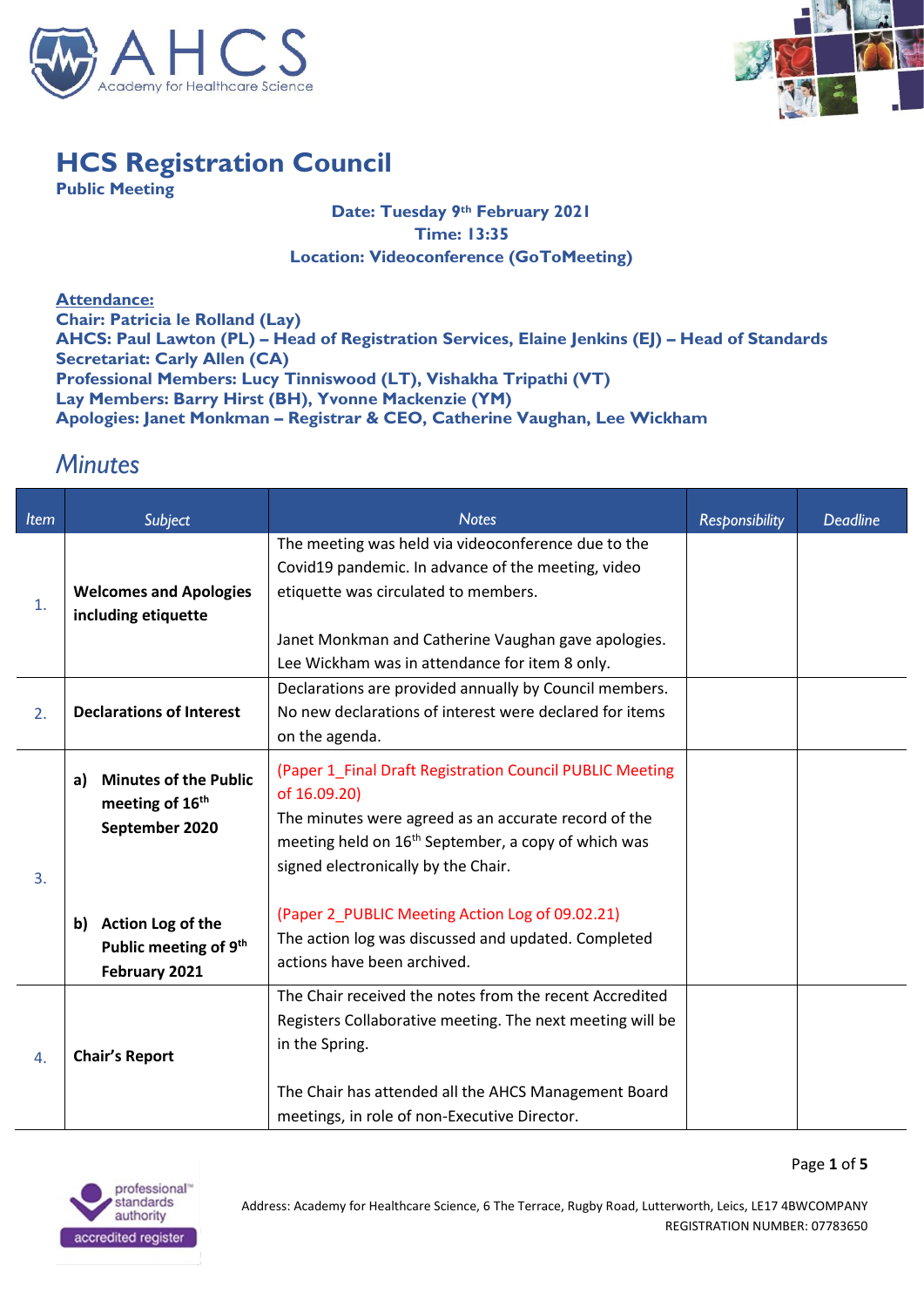# HCS Registration Council

**Public Meeting**

**Date: Tuesday 9th February 2021**
**Time: 13:35**
**Location: Videoconference (GoToMeeting)**

**Attendance:**
**Chair: Patricia le Rolland (Lay)**
**AHCS: Paul Lawton (PL) – Head of Registration Services, Elaine Jenkins (EJ) – Head of Standards**
**Secretariat: Carly Allen (CA)**
**Professional Members: Lucy Tinniswood (LT), Vishakha Tripathi (VT)**
**Lay Members: Barry Hirst (BH), Yvonne Mackenzie (YM)**
**Apologies: Janet Monkman – Registrar & CEO, Catherine Vaughan, Lee Wickham**

## *Minutes*

| Item | Subject | Notes | Responsibility | Deadline |
|---|---|---|---|---|
| 1. | **Welcomes and Apologies including etiquette** | The meeting was held via videoconference due to the Covid19 pandemic. In advance of the meeting, video etiquette was circulated to members.<br><br>Janet Monkman and Catherine Vaughan gave apologies. Lee Wickham was in attendance for item 8 only. | | |
| 2. | **Declarations of Interest** | Declarations are provided annually by Council members. No new declarations of interest were declared for items on the agenda. | | |
| 3. | **a) Minutes of the Public meeting of 16th September 2020** | (Paper 1_Final Draft Registration Council PUBLIC Meeting of 16.09.20)<br>The minutes were agreed as an accurate record of the meeting held on 16th September, a copy of which was signed electronically by the Chair. | | |
| | **b) Action Log of the Public meeting of 9th February 2021** | (Paper 2_PUBLIC Meeting Action Log of 09.02.21)<br>The action log was discussed and updated. Completed actions have been archived. | | |
| 4. | **Chair's Report** | The Chair received the notes from the recent Accredited Registers Collaborative meeting. The next meeting will be in the Spring.<br><br>The Chair has attended all the AHCS Management Board meetings, in role of non-Executive Director. | | |

Address: Academy for Healthcare Science, 6 The Terrace, Rugby Road, Lutterworth, Leics, LE17 4BW COMPANY REGISTRATION NUMBER: 07783650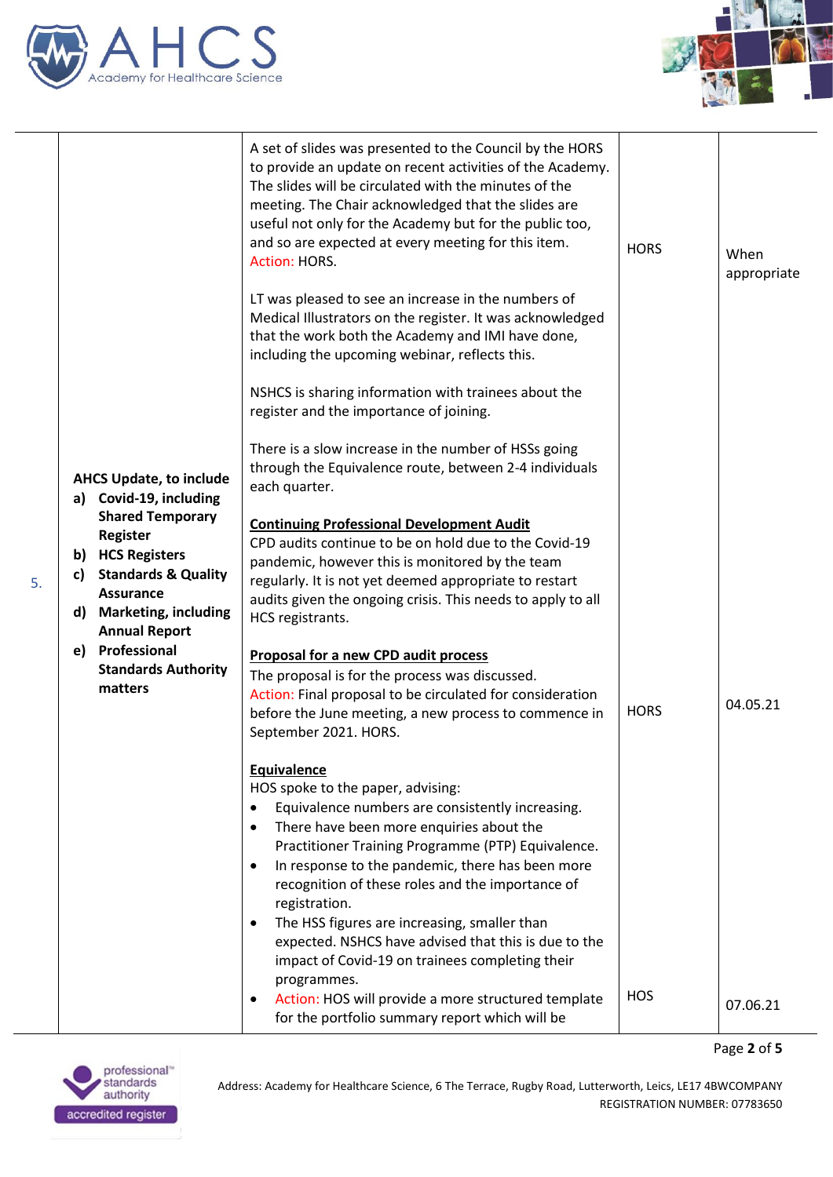| | | | | |
|---|---|---|---|---|
| 5. | **AHCS Update, to include**<br>**a) Covid-19, including Shared Temporary Register**<br>**b) HCS Registers**<br>**c) Standards & Quality Assurance**<br>**d) Marketing, including Annual Report**<br>**e) Professional Standards Authority matters** | A set of slides was presented to the Council by the HORS to provide an update on recent activities of the Academy. The slides will be circulated with the minutes of the meeting. The Chair acknowledged that the slides are useful not only for the Academy but for the public too, and so are expected at every meeting for this item. Action: HORS. | HORS | When appropriate |
| | | LT was pleased to see an increase in the numbers of Medical Illustrators on the register. It was acknowledged that the work both the Academy and IMI have done, including the upcoming webinar, reflects this. | | |
| | | NSHCS is sharing information with trainees about the register and the importance of joining. | | |
| | | There is a slow increase in the number of HSSs going through the Equivalence route, between 2-4 individuals each quarter. | | |
| | | **Continuing Professional Development Audit**<br>CPD audits continue to be on hold due to the Covid-19 pandemic, however this is monitored by the team regularly. It is not yet deemed appropriate to restart audits given the ongoing crisis. This needs to apply to all HCS registrants. | | |
| | | **Proposal for a new CPD audit process**<br>The proposal is for the process was discussed. Action: Final proposal to be circulated for consideration before the June meeting, a new process to commence in September 2021. HORS. | HORS | 04.05.21 |
| | | **Equivalence**<br>HOS spoke to the paper, advising:<br>• Equivalence numbers are consistently increasing.<br>• There have been more enquiries about the Practitioner Training Programme (PTP) Equivalence.<br>• In response to the pandemic, there has been more recognition of these roles and the importance of registration.<br>• The HSS figures are increasing, smaller than expected. NSHCS have advised that this is due to the impact of Covid-19 on trainees completing their programmes.<br>• Action: HOS will provide a more structured template for the portfolio summary report which will be | HOS | 07.06.21 |

Address: Academy for Healthcare Science, 6 The Terrace, Rugby Road, Lutterworth, Leics, LE17 4BW COMPANY REGISTRATION NUMBER: 07783650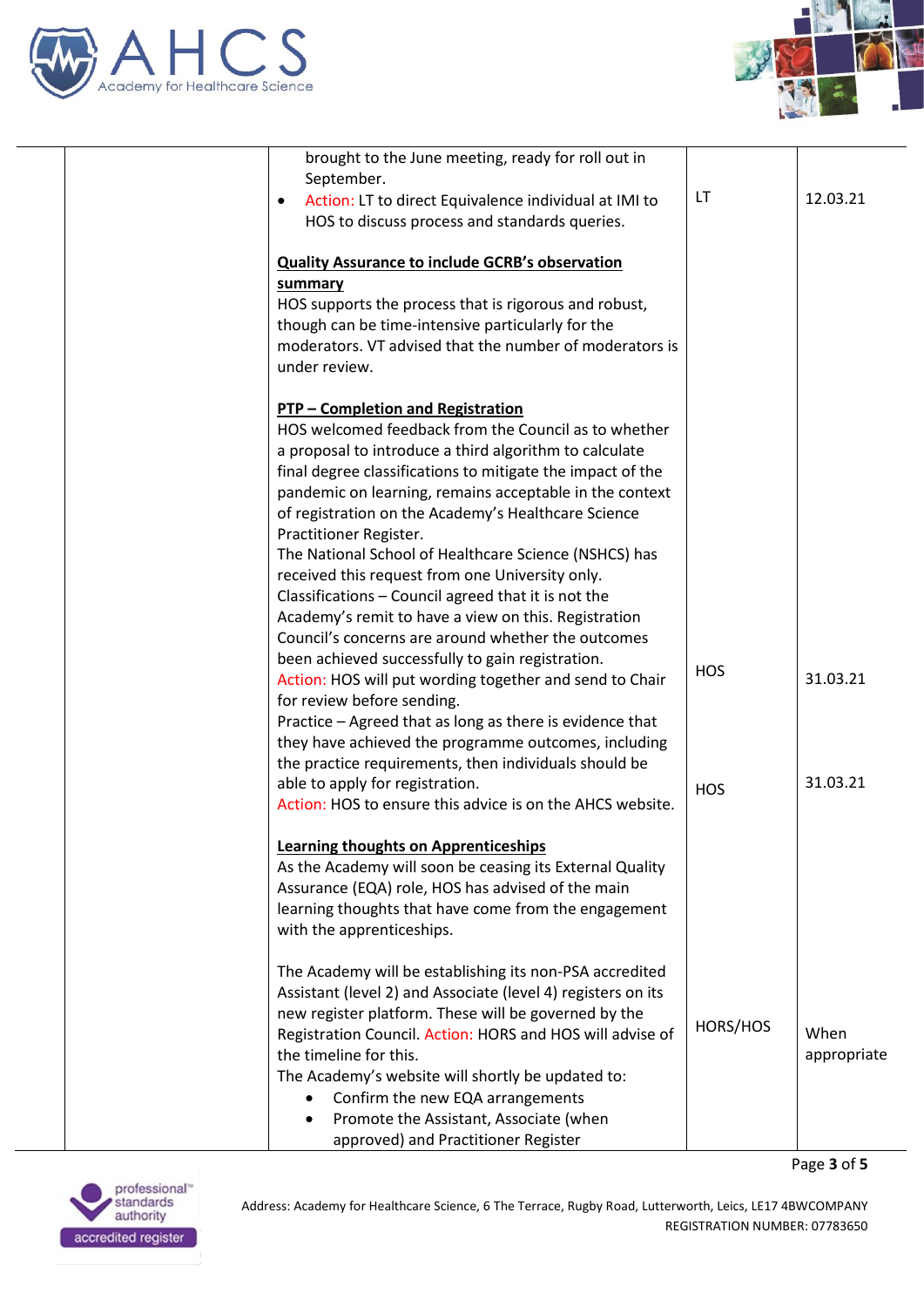| | | | |
|---|---|---|---|
| | brought to the June meeting, ready for roll out in September.<br>• Action: LT to direct Equivalence individual at IMI to HOS to discuss process and standards queries.<br><br>**Quality Assurance to include GCRB's observation summary**<br>HOS supports the process that is rigorous and robust, though can be time-intensive particularly for the moderators. VT advised that the number of moderators is under review.<br><br>**PTP – Completion and Registration**<br>HOS welcomed feedback from the Council as to whether a proposal to introduce a third algorithm to calculate final degree classifications to mitigate the impact of the pandemic on learning, remains acceptable in the context of registration on the Academy's Healthcare Science Practitioner Register.<br>The National School of Healthcare Science (NSHCS) has received this request from one University only.<br>Classifications – Council agreed that it is not the Academy's remit to have a view on this. Registration Council's concerns are around whether the outcomes been achieved successfully to gain registration.<br>Action: HOS will put wording together and send to Chair for review before sending.<br>Practice – Agreed that as long as there is evidence that they have achieved the programme outcomes, including the practice requirements, then individuals should be able to apply for registration.<br>Action: HOS to ensure this advice is on the AHCS website.<br><br>**Learning thoughts on Apprenticeships**<br>As the Academy will soon be ceasing its External Quality Assurance (EQA) role, HOS has advised of the main learning thoughts that have come from the engagement with the apprenticeships.<br><br>The Academy will be establishing its non-PSA accredited Assistant (level 2) and Associate (level 4) registers on its new register platform. These will be governed by the Registration Council. Action: HORS and HOS will advise of the timeline for this.<br>The Academy's website will shortly be updated to:<br>• Confirm the new EQA arrangements<br>• Promote the Assistant, Associate (when approved) and Practitioner Register | LT<br><br><br><br><br><br><br><br><br><br><br><br><br><br><br><br><br>HOS<br><br><br><br><br>HOS<br><br><br><br><br><br><br><br><br><br><br>HORS/HOS | 12.03.21<br><br><br><br><br><br><br><br><br><br><br><br><br><br><br><br><br>31.03.21<br><br><br><br><br>31.03.21<br><br><br><br><br><br><br><br><br><br><br>When appropriate |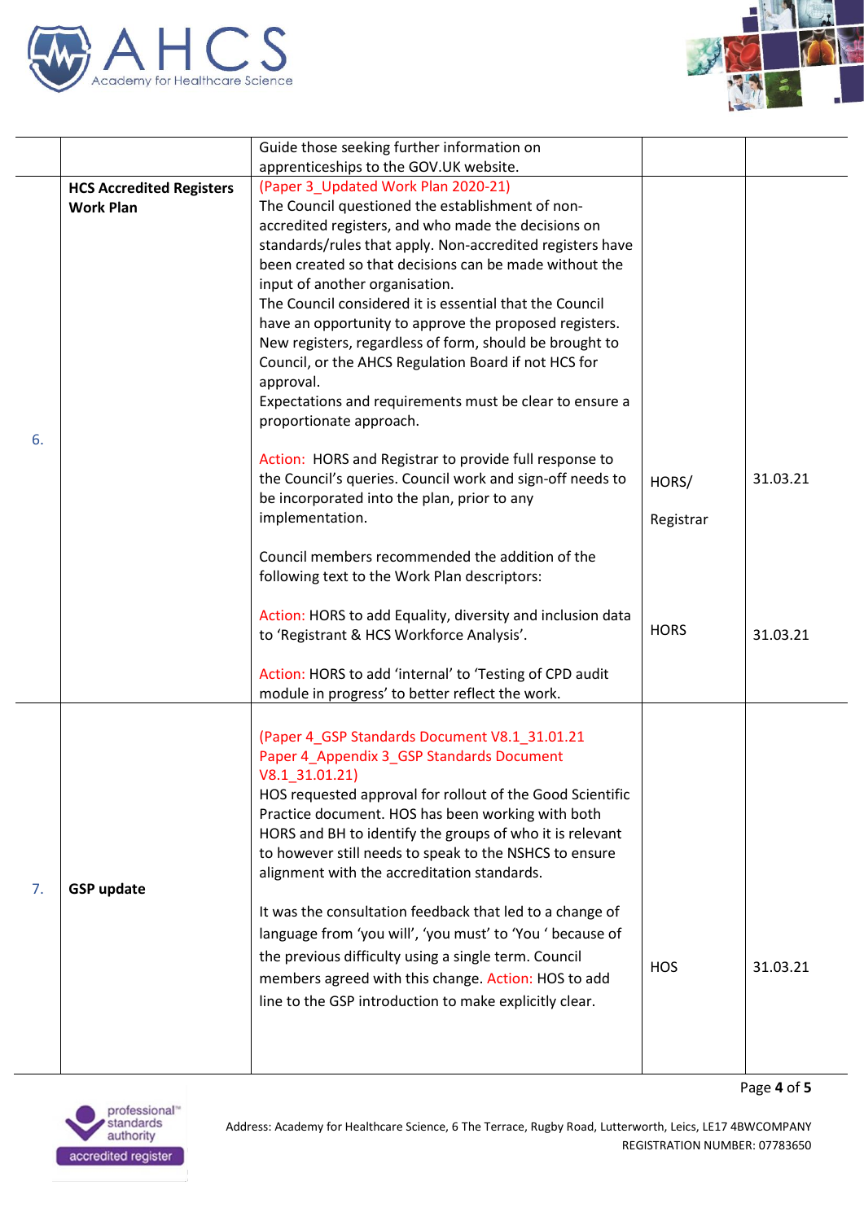| | | | | |
|---|---|---|---|---|
| | | Guide those seeking further information on apprenticeships to the GOV.UK website. | | |
| 6. | **HCS Accredited Registers Work Plan** | (Paper 3_Updated Work Plan 2020-21)<br>The Council questioned the establishment of non-accredited registers, and who made the decisions on standards/rules that apply. Non-accredited registers have been created so that decisions can be made without the input of another organisation.<br>The Council considered it is essential that the Council have an opportunity to approve the proposed registers. New registers, regardless of form, should be brought to Council, or the AHCS Regulation Board if not HCS for approval.<br>Expectations and requirements must be clear to ensure a proportionate approach.<br><br>Action: HORS and Registrar to provide full response to the Council's queries. Council work and sign-off needs to be incorporated into the plan, prior to any implementation.<br><br>Council members recommended the addition of the following text to the Work Plan descriptors:<br><br>Action: HORS to add Equality, diversity and inclusion data to 'Registrant & HCS Workforce Analysis'.<br><br>Action: HORS to add 'internal' to 'Testing of CPD audit module in progress' to better reflect the work. | HORS/ Registrar<br><br>HORS | 31.03.21<br><br>31.03.21 |
| 7. | **GSP update** | (Paper 4_GSP Standards Document V8.1_31.01.21 Paper 4_Appendix 3_GSP Standards Document V8.1_31.01.21)<br>HOS requested approval for rollout of the Good Scientific Practice document. HOS has been working with both HORS and BH to identify the groups of who it is relevant to however still needs to speak to the NSHCS to ensure alignment with the accreditation standards.<br><br>It was the consultation feedback that led to a change of language from 'you will', 'you must' to 'You ' because of the previous difficulty using a single term. Council members agreed with this change. Action: HOS to add line to the GSP introduction to make explicitly clear. | HOS | 31.03.21 |

Address: Academy for Healthcare Science, 6 The Terrace, Rugby Road, Lutterworth, Leics, LE17 4BWCOMPANY REGISTRATION NUMBER: 07783650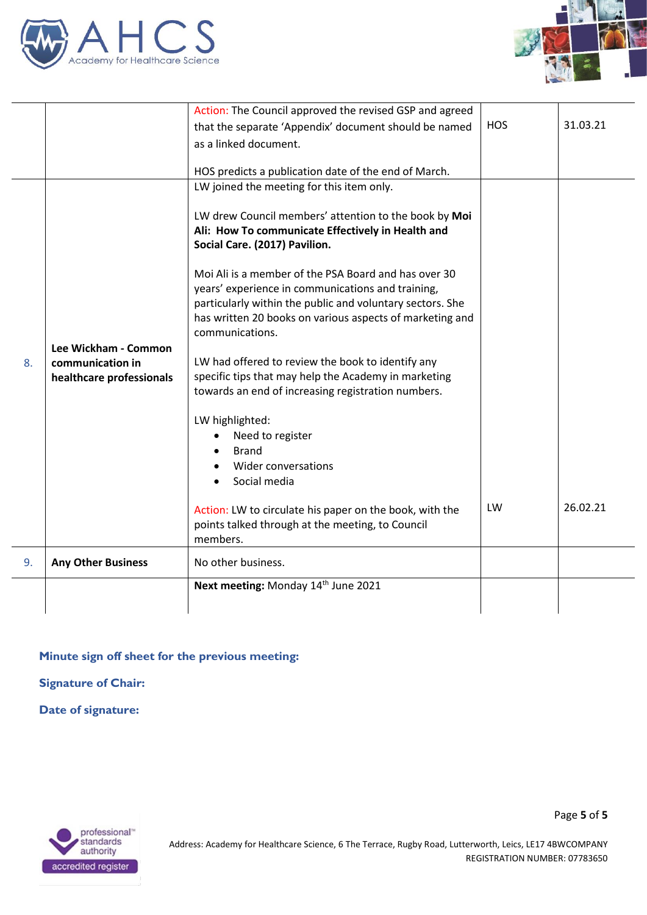| | | | | |
|---|---|---|---|---|
| | | Action: The Council approved the revised GSP and agreed that the separate 'Appendix' document should be named as a linked document.<br><br>HOS predicts a publication date of the end of March. | HOS | 31.03.21 |
| 8. | **Lee Wickham - Common communication in healthcare professionals** | LW joined the meeting for this item only.<br><br>LW drew Council members' attention to the book by **Moi Ali: How To communicate Effectively in Health and Social Care. (2017) Pavilion.**<br><br>Moi Ali is a member of the PSA Board and has over 30 years' experience in communications and training, particularly within the public and voluntary sectors. She has written 20 books on various aspects of marketing and communications.<br><br>LW had offered to review the book to identify any specific tips that may help the Academy in marketing towards an end of increasing registration numbers.<br><br>LW highlighted:<br>• Need to register<br>• Brand<br>• Wider conversations<br>• Social media<br><br>Action: LW to circulate his paper on the book, with the points talked through at the meeting, to Council members. | LW | 26.02.21 |
| 9. | **Any Other Business** | No other business. | | |
| | | **Next meeting:** Monday 14th June 2021 | | |

**Minute sign off sheet for the previous meeting:**

**Signature of Chair:**

**Date of signature:**

Address: Academy for Healthcare Science, 6 The Terrace, Rugby Road, Lutterworth, Leics, LE17 4BWCOMPANY REGISTRATION NUMBER: 07783650